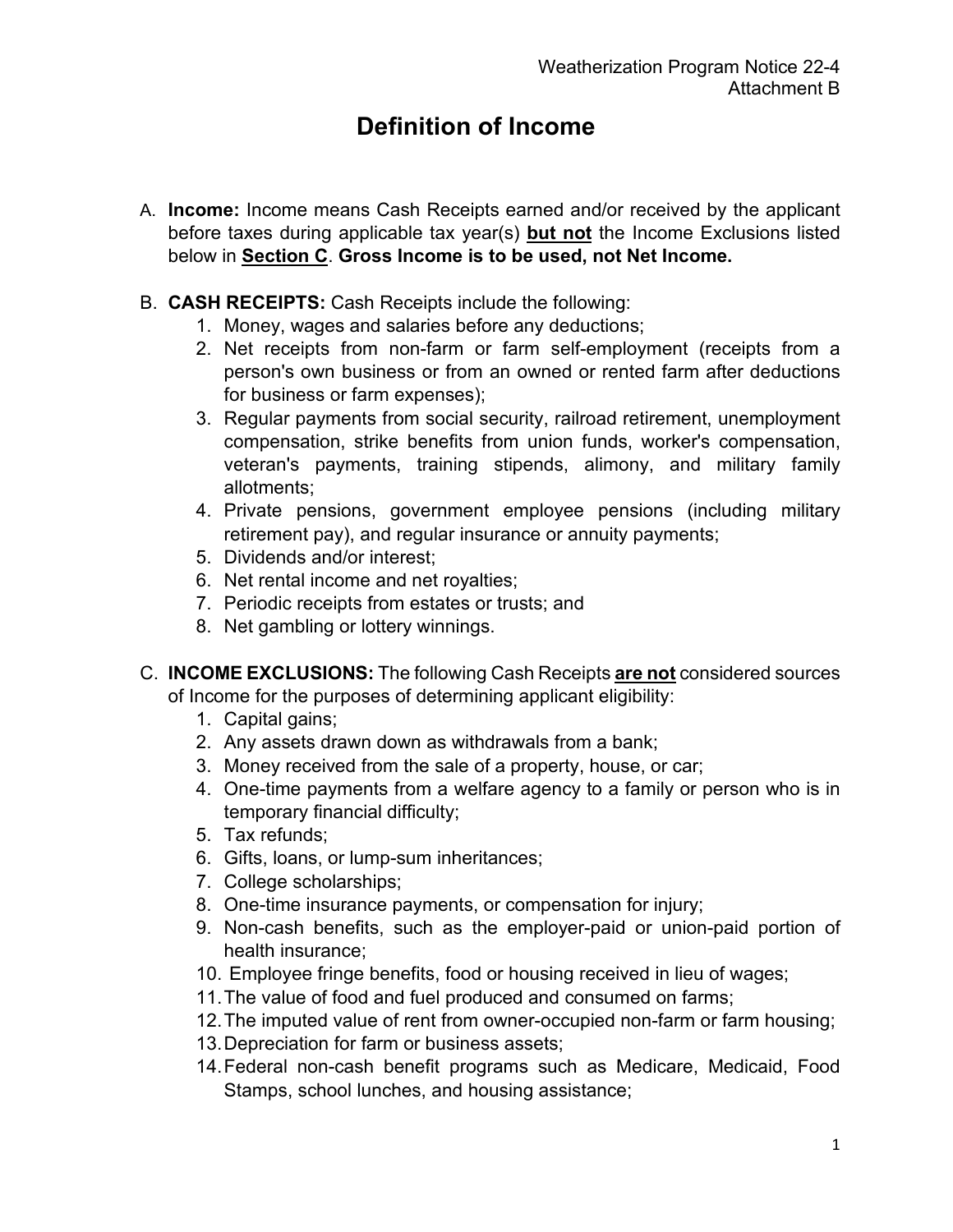Weatherization Program Notice 22-4
Attachment B

# Definition of Income

A. **Income:** Income means Cash Receipts earned and/or received by the applicant before taxes during applicable tax year(s) **<u>but not</u>** the Income Exclusions listed below in **<u>Section C</u>**. **Gross Income is to be used, not Net Income.**

B. **CASH RECEIPTS:** Cash Receipts include the following:
   1. Money, wages and salaries before any deductions;
   2. Net receipts from non-farm or farm self-employment (receipts from a person's own business or from an owned or rented farm after deductions for business or farm expenses);
   3. Regular payments from social security, railroad retirement, unemployment compensation, strike benefits from union funds, worker's compensation, veteran's payments, training stipends, alimony, and military family allotments;
   4. Private pensions, government employee pensions (including military retirement pay), and regular insurance or annuity payments;
   5. Dividends and/or interest;
   6. Net rental income and net royalties;
   7. Periodic receipts from estates or trusts; and
   8. Net gambling or lottery winnings.

C. **INCOME EXCLUSIONS:** The following Cash Receipts **<u>are not</u>** considered sources of Income for the purposes of determining applicant eligibility:
   1. Capital gains;
   2. Any assets drawn down as withdrawals from a bank;
   3. Money received from the sale of a property, house, or car;
   4. One-time payments from a welfare agency to a family or person who is in temporary financial difficulty;
   5. Tax refunds;
   6. Gifts, loans, or lump-sum inheritances;
   7. College scholarships;
   8. One-time insurance payments, or compensation for injury;
   9. Non-cash benefits, such as the employer-paid or union-paid portion of health insurance;
   10. Employee fringe benefits, food or housing received in lieu of wages;
   11. The value of food and fuel produced and consumed on farms;
   12. The imputed value of rent from owner-occupied non-farm or farm housing;
   13. Depreciation for farm or business assets;
   14. Federal non-cash benefit programs such as Medicare, Medicaid, Food Stamps, school lunches, and housing assistance;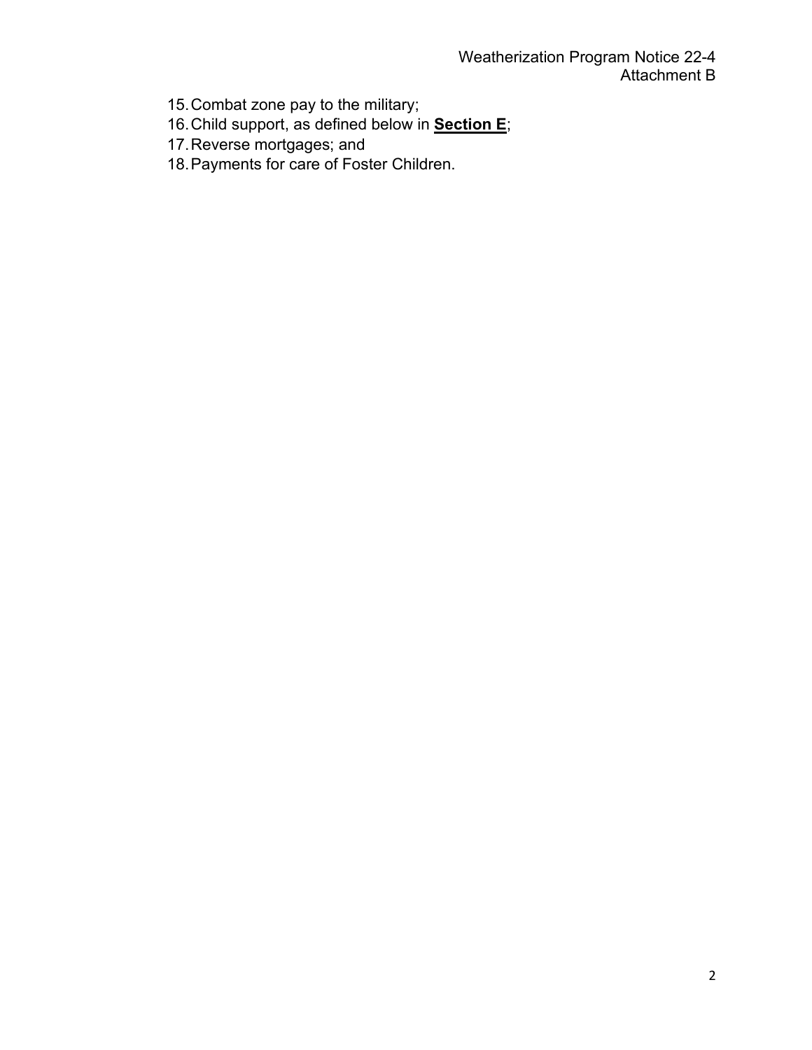15. Combat zone pay to the military;
16. Child support, as defined below in **<u>Section E</u>**;
17. Reverse mortgages; and
18. Payments for care of Foster Children.